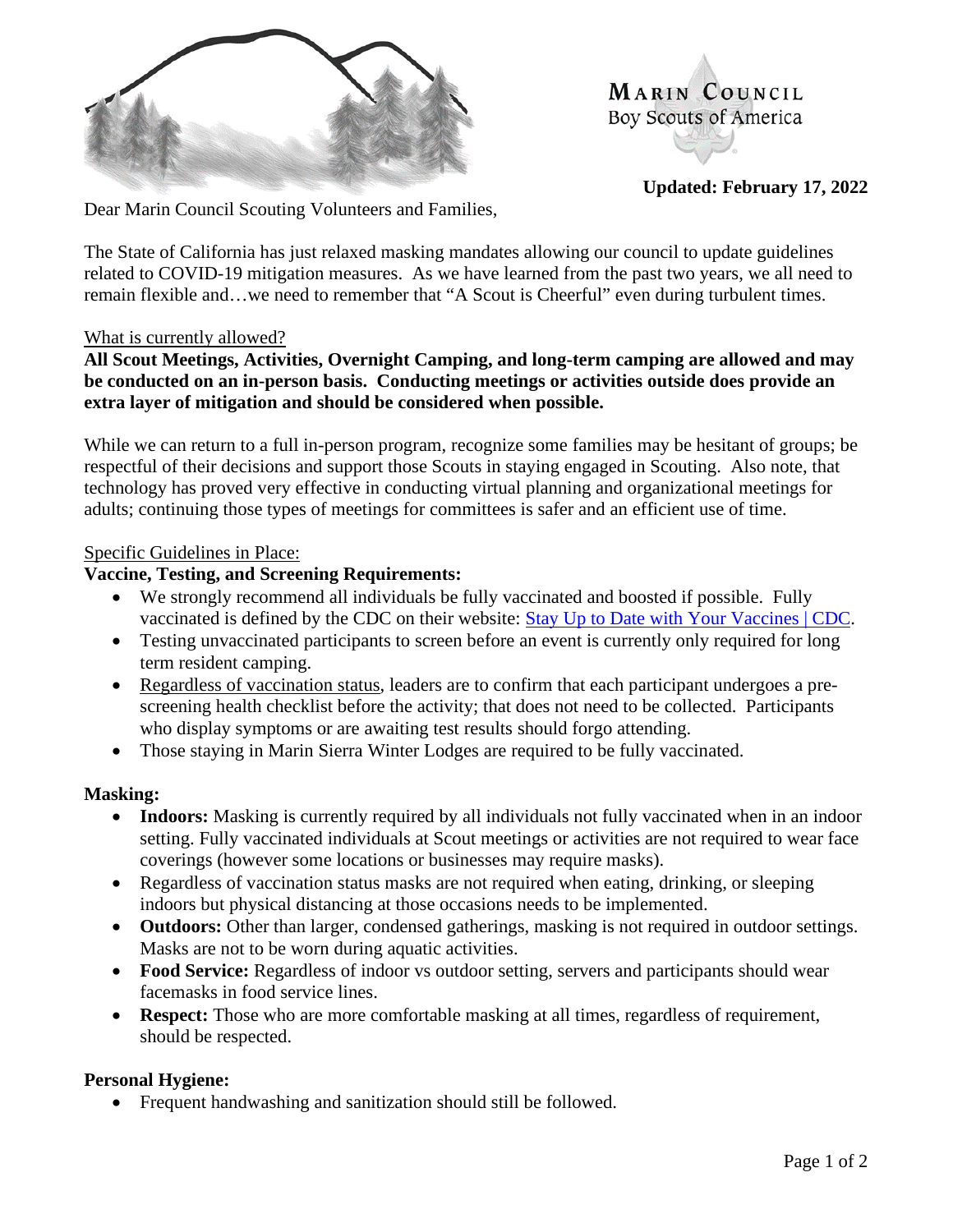MARIN COUNCIL
Boy Scouts of America

**Updated: February 17, 2022**

Dear Marin Council Scouting Volunteers and Families,

The State of California has just relaxed masking mandates allowing our council to update guidelines related to COVID-19 mitigation measures. As we have learned from the past two years, we all need to remain flexible and…we need to remember that "A Scout is Cheerful" even during turbulent times.

What is currently allowed?

**All Scout Meetings, Activities, Overnight Camping, and long-term camping are allowed and may be conducted on an in-person basis. Conducting meetings or activities outside does provide an extra layer of mitigation and should be considered when possible.**

While we can return to a full in-person program, recognize some families may be hesitant of groups; be respectful of their decisions and support those Scouts in staying engaged in Scouting. Also note, that technology has proved very effective in conducting virtual planning and organizational meetings for adults; continuing those types of meetings for committees is safer and an efficient use of time.

Specific Guidelines in Place:

**Vaccine, Testing, and Screening Requirements:**

- We strongly recommend all individuals be fully vaccinated and boosted if possible. Fully vaccinated is defined by the CDC on their website: [Stay Up to Date with Your Vaccines | CDC](#).
- Testing unvaccinated participants to screen before an event is currently only required for long term resident camping.
- Regardless of vaccination status, leaders are to confirm that each participant undergoes a pre-screening health checklist before the activity; that does not need to be collected. Participants who display symptoms or are awaiting test results should forgo attending.
- Those staying in Marin Sierra Winter Lodges are required to be fully vaccinated.

**Masking:**

- **Indoors:** Masking is currently required by all individuals not fully vaccinated when in an indoor setting. Fully vaccinated individuals at Scout meetings or activities are not required to wear face coverings (however some locations or businesses may require masks).
- Regardless of vaccination status masks are not required when eating, drinking, or sleeping indoors but physical distancing at those occasions needs to be implemented.
- **Outdoors:** Other than larger, condensed gatherings, masking is not required in outdoor settings. Masks are not to be worn during aquatic activities.
- **Food Service:** Regardless of indoor vs outdoor setting, servers and participants should wear facemasks in food service lines.
- **Respect:** Those who are more comfortable masking at all times, regardless of requirement, should be respected.

**Personal Hygiene:**

- Frequent handwashing and sanitization should still be followed.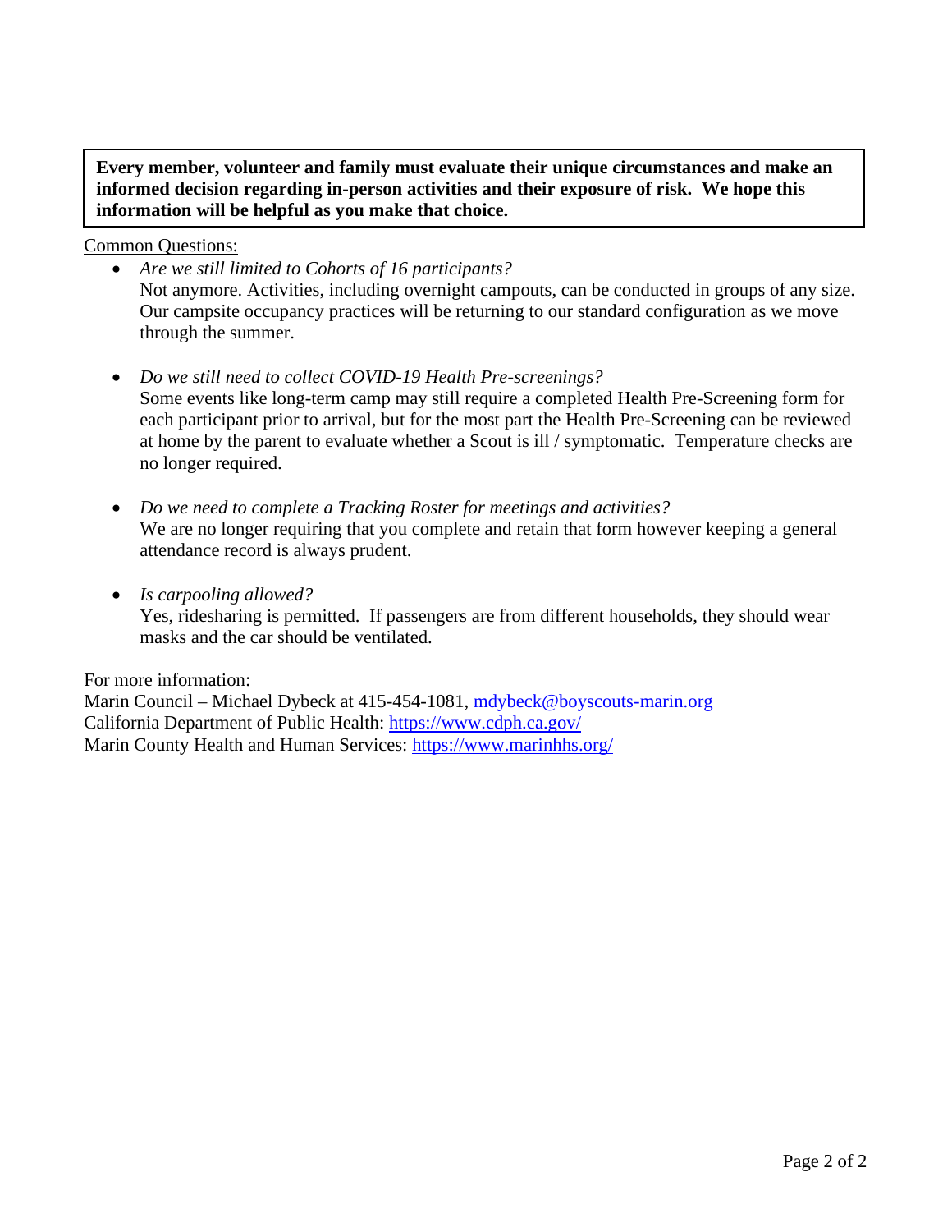**Every member, volunteer and family must evaluate their unique circumstances and make an informed decision regarding in-person activities and their exposure of risk. We hope this information will be helpful as you make that choice.**

Common Questions:

- *Are we still limited to Cohorts of 16 participants?*
  Not anymore. Activities, including overnight campouts, can be conducted in groups of any size. Our campsite occupancy practices will be returning to our standard configuration as we move through the summer.

- *Do we still need to collect COVID-19 Health Pre-screenings?*
  Some events like long-term camp may still require a completed Health Pre-Screening form for each participant prior to arrival, but for the most part the Health Pre-Screening can be reviewed at home by the parent to evaluate whether a Scout is ill / symptomatic. Temperature checks are no longer required.

- *Do we need to complete a Tracking Roster for meetings and activities?*
  We are no longer requiring that you complete and retain that form however keeping a general attendance record is always prudent.

- *Is carpooling allowed?*
  Yes, ridesharing is permitted. If passengers are from different households, they should wear masks and the car should be ventilated.

For more information:
Marin Council – Michael Dybeck at 415-454-1081, mdybeck@boyscouts-marin.org
California Department of Public Health: https://www.cdph.ca.gov/
Marin County Health and Human Services: https://www.marinhhs.org/